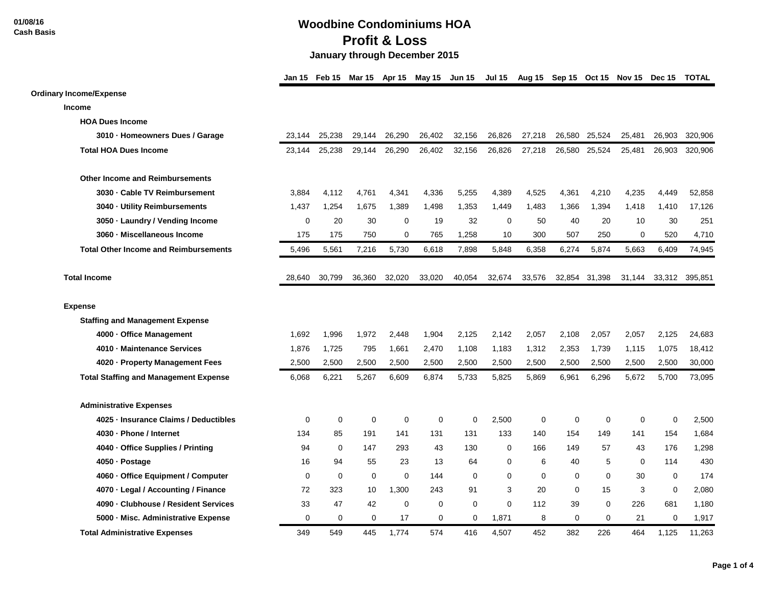01/08/16
Cash Basis

# Woodbine Condominiums HOA
## Profit & Loss
### January through December 2015

| | Jan 15 | Feb 15 | Mar 15 | Apr 15 | May 15 | Jun 15 | Jul 15 | Aug 15 | Sep 15 | Oct 15 | Nov 15 | Dec 15 | TOTAL |
|---|---|---|---|---|---|---|---|---|---|---|---|---|---|
| **Ordinary Income/Expense** | | | | | | | | | | | | | |
| **Income** | | | | | | | | | | | | | |
| **HOA Dues Income** | | | | | | | | | | | | | |
| **3010 · Homeowners Dues / Garage** | 23,144 | 25,238 | 29,144 | 26,290 | 26,402 | 32,156 | 26,826 | 27,218 | 26,580 | 25,524 | 25,481 | 26,903 | 320,906 |
| **Total HOA Dues Income** | 23,144 | 25,238 | 29,144 | 26,290 | 26,402 | 32,156 | 26,826 | 27,218 | 26,580 | 25,524 | 25,481 | 26,903 | 320,906 |
| **Other Income and Reimbursements** | | | | | | | | | | | | | |
| **3030 · Cable TV Reimbursement** | 3,884 | 4,112 | 4,761 | 4,341 | 4,336 | 5,255 | 4,389 | 4,525 | 4,361 | 4,210 | 4,235 | 4,449 | 52,858 |
| **3040 · Utility Reimbursements** | 1,437 | 1,254 | 1,675 | 1,389 | 1,498 | 1,353 | 1,449 | 1,483 | 1,366 | 1,394 | 1,418 | 1,410 | 17,126 |
| **3050 · Laundry / Vending Income** | 0 | 20 | 30 | 0 | 19 | 32 | 0 | 50 | 40 | 20 | 10 | 30 | 251 |
| **3060 · Miscellaneous Income** | 175 | 175 | 750 | 0 | 765 | 1,258 | 10 | 300 | 507 | 250 | 0 | 520 | 4,710 |
| **Total Other Income and Reimbursements** | 5,496 | 5,561 | 7,216 | 5,730 | 6,618 | 7,898 | 5,848 | 6,358 | 6,274 | 5,874 | 5,663 | 6,409 | 74,945 |
| **Total Income** | 28,640 | 30,799 | 36,360 | 32,020 | 33,020 | 40,054 | 32,674 | 33,576 | 32,854 | 31,398 | 31,144 | 33,312 | 395,851 |
| **Expense** | | | | | | | | | | | | | |
| **Staffing and Management Expense** | | | | | | | | | | | | | |
| **4000 · Office Management** | 1,692 | 1,996 | 1,972 | 2,448 | 1,904 | 2,125 | 2,142 | 2,057 | 2,108 | 2,057 | 2,057 | 2,125 | 24,683 |
| **4010 · Maintenance Services** | 1,876 | 1,725 | 795 | 1,661 | 2,470 | 1,108 | 1,183 | 1,312 | 2,353 | 1,739 | 1,115 | 1,075 | 18,412 |
| **4020 · Property Management Fees** | 2,500 | 2,500 | 2,500 | 2,500 | 2,500 | 2,500 | 2,500 | 2,500 | 2,500 | 2,500 | 2,500 | 2,500 | 30,000 |
| **Total Staffing and Management Expense** | 6,068 | 6,221 | 5,267 | 6,609 | 6,874 | 5,733 | 5,825 | 5,869 | 6,961 | 6,296 | 5,672 | 5,700 | 73,095 |
| **Administrative Expenses** | | | | | | | | | | | | | |
| **4025 · Insurance Claims / Deductibles** | 0 | 0 | 0 | 0 | 0 | 0 | 2,500 | 0 | 0 | 0 | 0 | 0 | 2,500 |
| **4030 · Phone / Internet** | 134 | 85 | 191 | 141 | 131 | 131 | 133 | 140 | 154 | 149 | 141 | 154 | 1,684 |
| **4040 · Office Supplies / Printing** | 94 | 0 | 147 | 293 | 43 | 130 | 0 | 166 | 149 | 57 | 43 | 176 | 1,298 |
| **4050 · Postage** | 16 | 94 | 55 | 23 | 13 | 64 | 0 | 6 | 40 | 5 | 0 | 114 | 430 |
| **4060 · Office Equipment / Computer** | 0 | 0 | 0 | 0 | 144 | 0 | 0 | 0 | 0 | 0 | 30 | 0 | 174 |
| **4070 · Legal / Accounting / Finance** | 72 | 323 | 10 | 1,300 | 243 | 91 | 3 | 20 | 0 | 15 | 3 | 0 | 2,080 |
| **4090 · Clubhouse / Resident Services** | 33 | 47 | 42 | 0 | 0 | 0 | 0 | 112 | 39 | 0 | 226 | 681 | 1,180 |
| **5000 · Misc. Administrative Expense** | 0 | 0 | 0 | 17 | 0 | 0 | 1,871 | 8 | 0 | 0 | 21 | 0 | 1,917 |
| **Total Administrative Expenses** | 349 | 549 | 445 | 1,774 | 574 | 416 | 4,507 | 452 | 382 | 226 | 464 | 1,125 | 11,263 |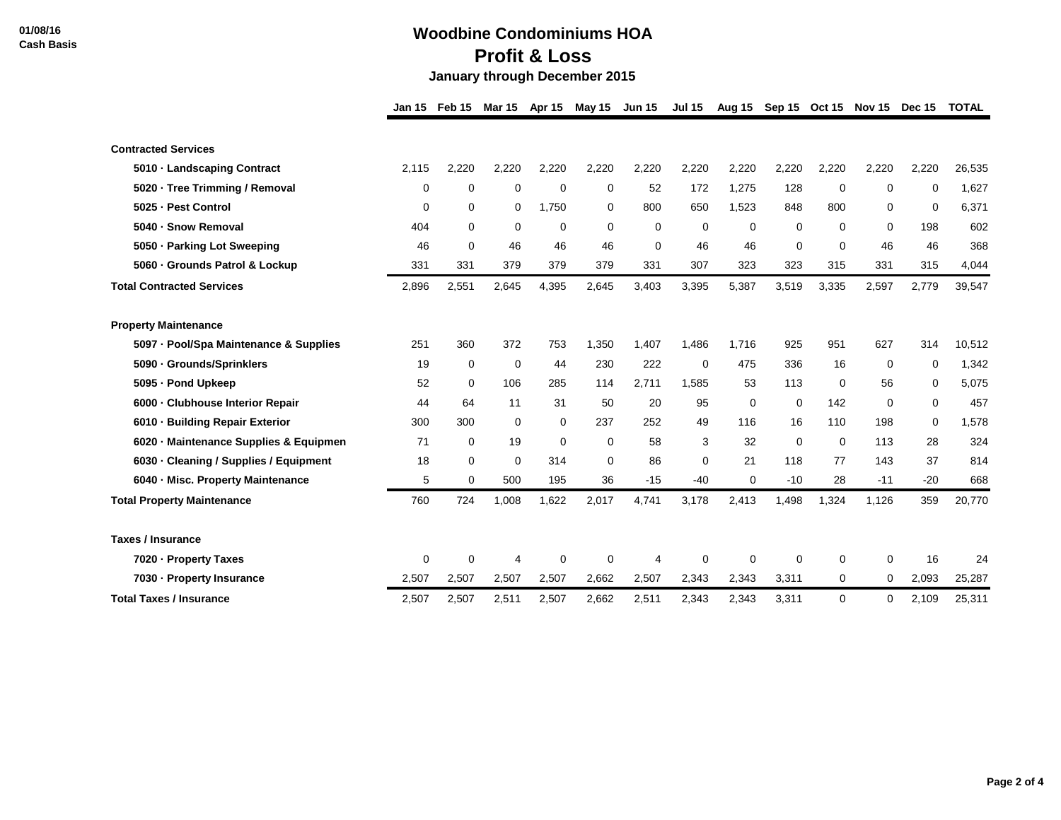01/08/16
Cash Basis

# Woodbine Condominiums HOA
## Profit & Loss
### January through December 2015

| | Jan 15 | Feb 15 | Mar 15 | Apr 15 | May 15 | Jun 15 | Jul 15 | Aug 15 | Sep 15 | Oct 15 | Nov 15 | Dec 15 | TOTAL |
|---|---|---|---|---|---|---|---|---|---|---|---|---|---|
| **Contracted Services** | | | | | | | | | | | | | |
| **5010 · Landscaping Contract** | 2,115 | 2,220 | 2,220 | 2,220 | 2,220 | 2,220 | 2,220 | 2,220 | 2,220 | 2,220 | 2,220 | 2,220 | 26,535 |
| **5020 · Tree Trimming / Removal** | 0 | 0 | 0 | 0 | 0 | 52 | 172 | 1,275 | 128 | 0 | 0 | 0 | 1,627 |
| **5025 · Pest Control** | 0 | 0 | 0 | 1,750 | 0 | 800 | 650 | 1,523 | 848 | 800 | 0 | 0 | 6,371 |
| **5040 · Snow Removal** | 404 | 0 | 0 | 0 | 0 | 0 | 0 | 0 | 0 | 0 | 0 | 198 | 602 |
| **5050 · Parking Lot Sweeping** | 46 | 0 | 46 | 46 | 46 | 0 | 46 | 46 | 0 | 0 | 46 | 46 | 368 |
| **5060 · Grounds Patrol & Lockup** | 331 | 331 | 379 | 379 | 379 | 331 | 307 | 323 | 323 | 315 | 331 | 315 | 4,044 |
| **Total Contracted Services** | 2,896 | 2,551 | 2,645 | 4,395 | 2,645 | 3,403 | 3,395 | 5,387 | 3,519 | 3,335 | 2,597 | 2,779 | 39,547 |
| **Property Maintenance** | | | | | | | | | | | | | |
| **5097 · Pool/Spa Maintenance & Supplies** | 251 | 360 | 372 | 753 | 1,350 | 1,407 | 1,486 | 1,716 | 925 | 951 | 627 | 314 | 10,512 |
| **5090 · Grounds/Sprinklers** | 19 | 0 | 0 | 44 | 230 | 222 | 0 | 475 | 336 | 16 | 0 | 0 | 1,342 |
| **5095 · Pond Upkeep** | 52 | 0 | 106 | 285 | 114 | 2,711 | 1,585 | 53 | 113 | 0 | 56 | 0 | 5,075 |
| **6000 · Clubhouse Interior Repair** | 44 | 64 | 11 | 31 | 50 | 20 | 95 | 0 | 0 | 142 | 0 | 0 | 457 |
| **6010 · Building Repair Exterior** | 300 | 300 | 0 | 0 | 237 | 252 | 49 | 116 | 16 | 110 | 198 | 0 | 1,578 |
| **6020 · Maintenance Supplies & Equipmen** | 71 | 0 | 19 | 0 | 0 | 58 | 3 | 32 | 0 | 0 | 113 | 28 | 324 |
| **6030 · Cleaning / Supplies / Equipment** | 18 | 0 | 0 | 314 | 0 | 86 | 0 | 21 | 118 | 77 | 143 | 37 | 814 |
| **6040 · Misc. Property Maintenance** | 5 | 0 | 500 | 195 | 36 | -15 | -40 | 0 | -10 | 28 | -11 | -20 | 668 |
| **Total Property Maintenance** | 760 | 724 | 1,008 | 1,622 | 2,017 | 4,741 | 3,178 | 2,413 | 1,498 | 1,324 | 1,126 | 359 | 20,770 |
| **Taxes / Insurance** | | | | | | | | | | | | | |
| **7020 · Property Taxes** | 0 | 0 | 4 | 0 | 0 | 4 | 0 | 0 | 0 | 0 | 0 | 16 | 24 |
| **7030 · Property Insurance** | 2,507 | 2,507 | 2,507 | 2,507 | 2,662 | 2,507 | 2,343 | 2,343 | 3,311 | 0 | 0 | 2,093 | 25,287 |
| **Total Taxes / Insurance** | 2,507 | 2,507 | 2,511 | 2,507 | 2,662 | 2,511 | 2,343 | 2,343 | 3,311 | 0 | 0 | 2,109 | 25,311 |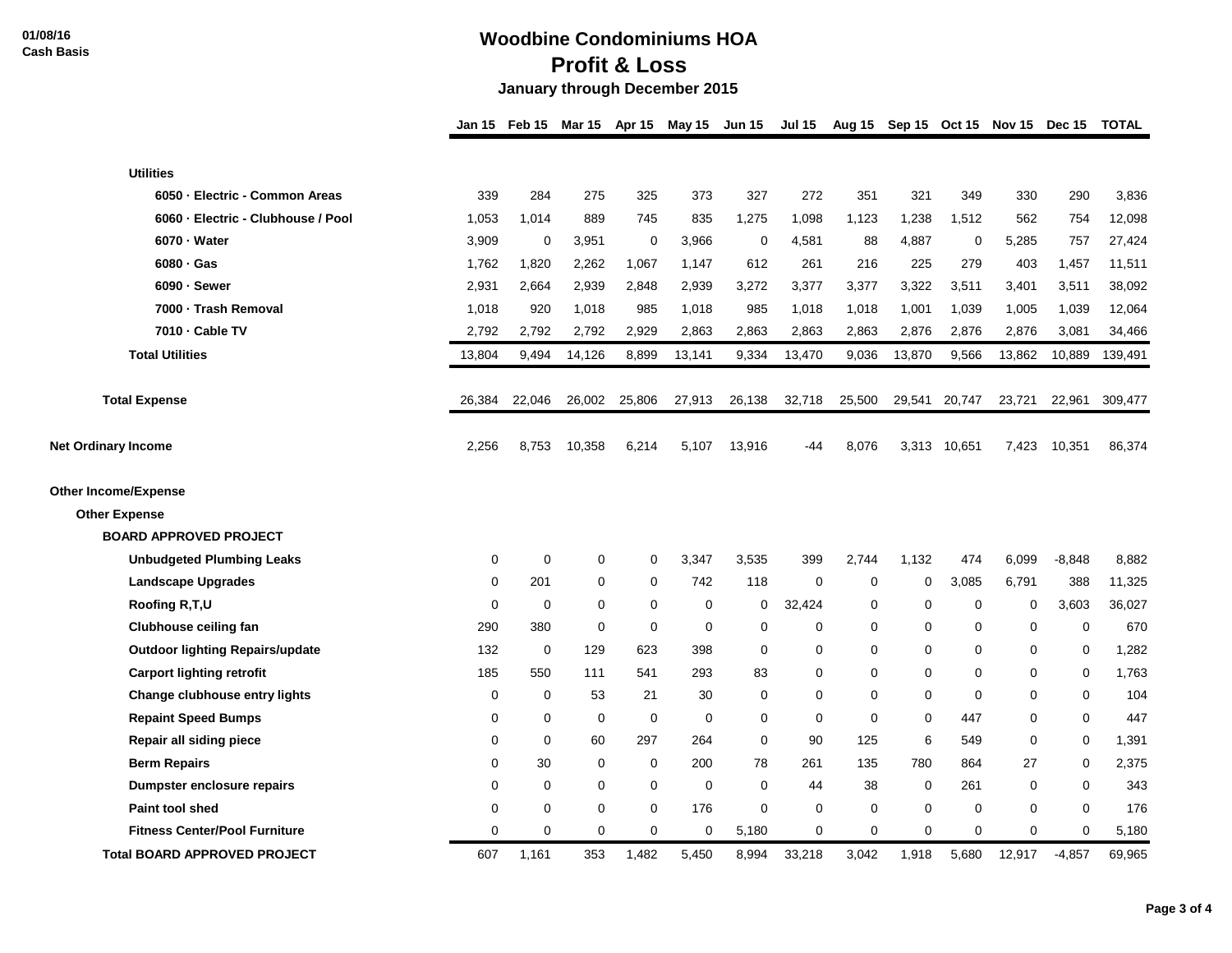01/08/16
Cash Basis

# Woodbine Condominiums HOA
## Profit & Loss
### January through December 2015

| | Jan 15 | Feb 15 | Mar 15 | Apr 15 | May 15 | Jun 15 | Jul 15 | Aug 15 | Sep 15 | Oct 15 | Nov 15 | Dec 15 | TOTAL |
|---|---|---|---|---|---|---|---|---|---|---|---|---|---|
| **Utilities** | | | | | | | | | | | | | |
| **6050 · Electric - Common Areas** | 339 | 284 | 275 | 325 | 373 | 327 | 272 | 351 | 321 | 349 | 330 | 290 | 3,836 |
| **6060 · Electric - Clubhouse / Pool** | 1,053 | 1,014 | 889 | 745 | 835 | 1,275 | 1,098 | 1,123 | 1,238 | 1,512 | 562 | 754 | 12,098 |
| **6070 · Water** | 3,909 | 0 | 3,951 | 0 | 3,966 | 0 | 4,581 | 88 | 4,887 | 0 | 5,285 | 757 | 27,424 |
| **6080 · Gas** | 1,762 | 1,820 | 2,262 | 1,067 | 1,147 | 612 | 261 | 216 | 225 | 279 | 403 | 1,457 | 11,511 |
| **6090 · Sewer** | 2,931 | 2,664 | 2,939 | 2,848 | 2,939 | 3,272 | 3,377 | 3,377 | 3,322 | 3,511 | 3,401 | 3,511 | 38,092 |
| **7000 · Trash Removal** | 1,018 | 920 | 1,018 | 985 | 1,018 | 985 | 1,018 | 1,018 | 1,001 | 1,039 | 1,005 | 1,039 | 12,064 |
| **7010 · Cable TV** | 2,792 | 2,792 | 2,792 | 2,929 | 2,863 | 2,863 | 2,863 | 2,863 | 2,876 | 2,876 | 2,876 | 3,081 | 34,466 |
| **Total Utilities** | 13,804 | 9,494 | 14,126 | 8,899 | 13,141 | 9,334 | 13,470 | 9,036 | 13,870 | 9,566 | 13,862 | 10,889 | 139,491 |
| **Total Expense** | 26,384 | 22,046 | 26,002 | 25,806 | 27,913 | 26,138 | 32,718 | 25,500 | 29,541 | 20,747 | 23,721 | 22,961 | 309,477 |
| **Net Ordinary Income** | 2,256 | 8,753 | 10,358 | 6,214 | 5,107 | 13,916 | -44 | 8,076 | 3,313 | 10,651 | 7,423 | 10,351 | 86,374 |
| **Other Income/Expense** | | | | | | | | | | | | | |
| **Other Expense** | | | | | | | | | | | | | |
| **BOARD APPROVED PROJECT** | | | | | | | | | | | | | |
| **Unbudgeted Plumbing Leaks** | 0 | 0 | 0 | 0 | 3,347 | 3,535 | 399 | 2,744 | 1,132 | 474 | 6,099 | -8,848 | 8,882 |
| **Landscape Upgrades** | 0 | 201 | 0 | 0 | 742 | 118 | 0 | 0 | 0 | 3,085 | 6,791 | 388 | 11,325 |
| **Roofing R,T,U** | 0 | 0 | 0 | 0 | 0 | 0 | 32,424 | 0 | 0 | 0 | 0 | 3,603 | 36,027 |
| **Clubhouse ceiling fan** | 290 | 380 | 0 | 0 | 0 | 0 | 0 | 0 | 0 | 0 | 0 | 0 | 670 |
| **Outdoor lighting Repairs/update** | 132 | 0 | 129 | 623 | 398 | 0 | 0 | 0 | 0 | 0 | 0 | 0 | 1,282 |
| **Carport lighting retrofit** | 185 | 550 | 111 | 541 | 293 | 83 | 0 | 0 | 0 | 0 | 0 | 0 | 1,763 |
| **Change clubhouse entry lights** | 0 | 0 | 53 | 21 | 30 | 0 | 0 | 0 | 0 | 0 | 0 | 0 | 104 |
| **Repaint Speed Bumps** | 0 | 0 | 0 | 0 | 0 | 0 | 0 | 0 | 0 | 447 | 0 | 0 | 447 |
| **Repair all siding piece** | 0 | 0 | 60 | 297 | 264 | 0 | 90 | 125 | 6 | 549 | 0 | 0 | 1,391 |
| **Berm Repairs** | 0 | 30 | 0 | 0 | 200 | 78 | 261 | 135 | 780 | 864 | 27 | 0 | 2,375 |
| **Dumpster enclosure repairs** | 0 | 0 | 0 | 0 | 0 | 0 | 44 | 38 | 0 | 261 | 0 | 0 | 343 |
| **Paint tool shed** | 0 | 0 | 0 | 0 | 176 | 0 | 0 | 0 | 0 | 0 | 0 | 0 | 176 |
| **Fitness Center/Pool Furniture** | 0 | 0 | 0 | 0 | 0 | 5,180 | 0 | 0 | 0 | 0 | 0 | 0 | 5,180 |
| **Total BOARD APPROVED PROJECT** | 607 | 1,161 | 353 | 1,482 | 5,450 | 8,994 | 33,218 | 3,042 | 1,918 | 5,680 | 12,917 | -4,857 | 69,965 |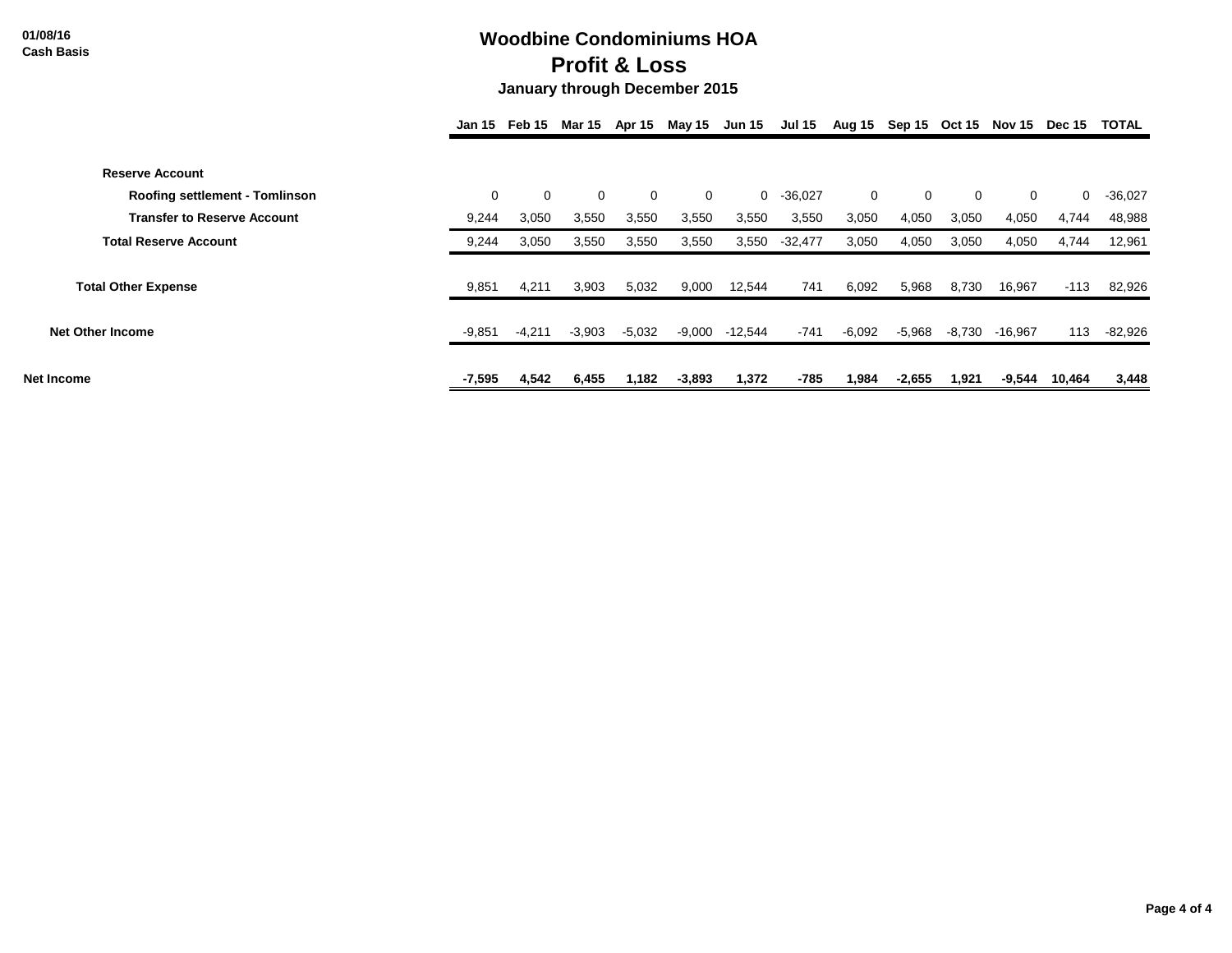01/08/16
Cash Basis

# Woodbine Condominiums HOA
## Profit & Loss
### January through December 2015

| | Jan 15 | Feb 15 | Mar 15 | Apr 15 | May 15 | Jun 15 | Jul 15 | Aug 15 | Sep 15 | Oct 15 | Nov 15 | Dec 15 | TOTAL |
|---|---|---|---|---|---|---|---|---|---|---|---|---|---|
| **Reserve Account** | | | | | | | | | | | | | |
| **Roofing settlement - Tomlinson** | 0 | 0 | 0 | 0 | 0 | 0 | -36,027 | 0 | 0 | 0 | 0 | 0 | -36,027 |
| **Transfer to Reserve Account** | 9,244 | 3,050 | 3,550 | 3,550 | 3,550 | 3,550 | 3,550 | 3,050 | 4,050 | 3,050 | 4,050 | 4,744 | 48,988 |
| **Total Reserve Account** | 9,244 | 3,050 | 3,550 | 3,550 | 3,550 | 3,550 | -32,477 | 3,050 | 4,050 | 3,050 | 4,050 | 4,744 | 12,961 |
| **Total Other Expense** | 9,851 | 4,211 | 3,903 | 5,032 | 9,000 | 12,544 | 741 | 6,092 | 5,968 | 8,730 | 16,967 | -113 | 82,926 |
| **Net Other Income** | -9,851 | -4,211 | -3,903 | -5,032 | -9,000 | -12,544 | -741 | -6,092 | -5,968 | -8,730 | -16,967 | 113 | -82,926 |
| **Net Income** | **-7,595** | **4,542** | **6,455** | **1,182** | **-3,893** | **1,372** | **-785** | **1,984** | **-2,655** | **1,921** | **-9,544** | **10,464** | **3,448** |